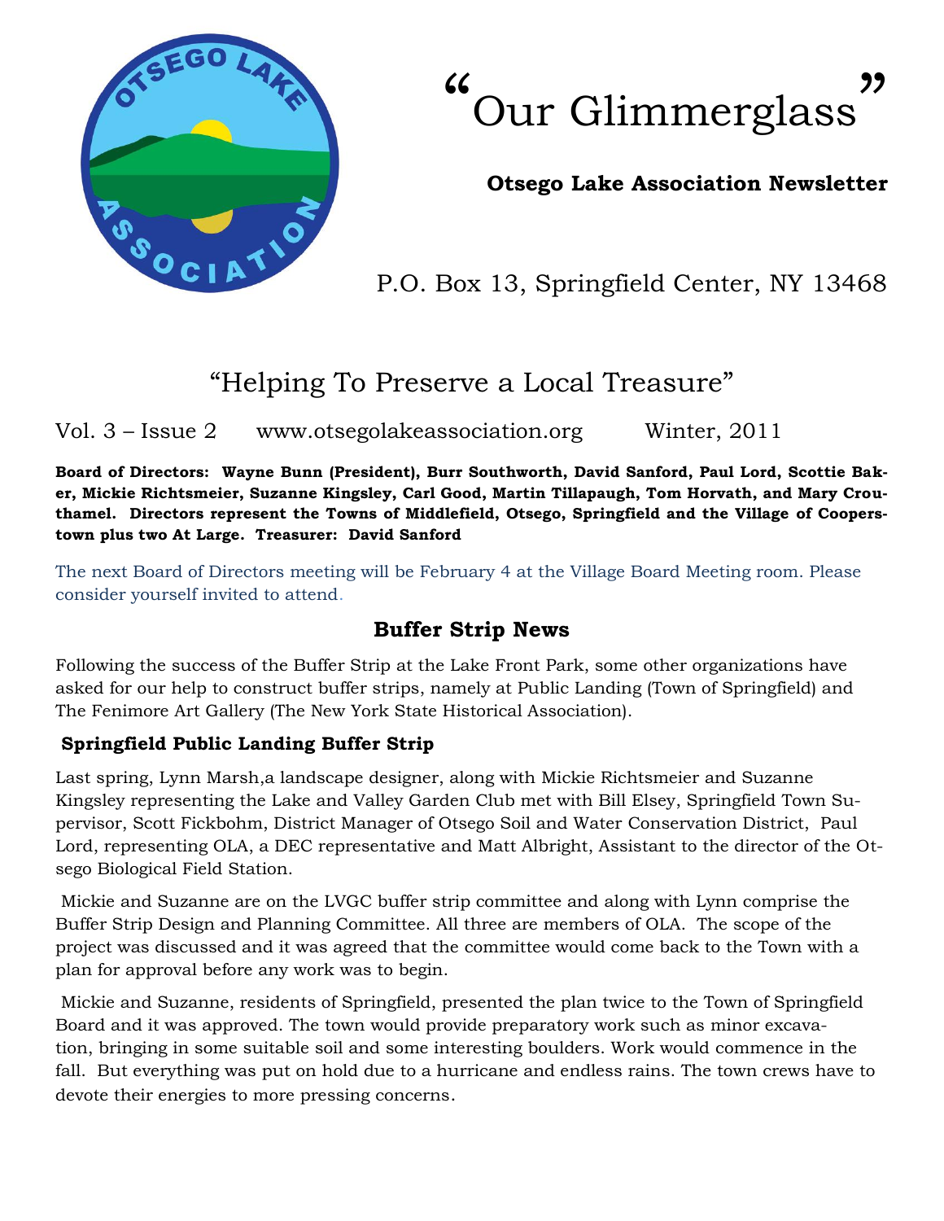# "Our Glimmerglass"

**Otsego Lake Association Newsletter**

P.O. Box 13, Springfield Center, NY 13468

## "Helping To Preserve a Local Treasure"

Vol. 3 – Issue 2 www.otsegolakeassociation.org Winter, 2011

**Board of Directors: Wayne Bunn (President), Burr Southworth, David Sanford, Paul Lord, Scottie Baker, Mickie Richtsmeier, Suzanne Kingsley, Carl Good, Martin Tillapaugh, Tom Horvath, and Mary Crouthamel. Directors represent the Towns of Middlefield, Otsego, Springfield and the Village of Cooperstown plus two At Large. Treasurer: David Sanford**

The next Board of Directors meeting will be February 4 at the Village Board Meeting room. Please consider yourself invited to attend.

## Buffer Strip News

Following the success of the Buffer Strip at the Lake Front Park, some other organizations have asked for our help to construct buffer strips, namely at Public Landing (Town of Springfield) and The Fenimore Art Gallery (The New York State Historical Association).

### Springfield Public Landing Buffer Strip

Last spring, Lynn Marsh,a landscape designer, along with Mickie Richtsmeier and Suzanne Kingsley representing the Lake and Valley Garden Club met with Bill Elsey, Springfield Town Supervisor, Scott Fickbohm, District Manager of Otsego Soil and Water Conservation District, Paul Lord, representing OLA, a DEC representative and Matt Albright, Assistant to the director of the Otsego Biological Field Station.

Mickie and Suzanne are on the LVGC buffer strip committee and along with Lynn comprise the Buffer Strip Design and Planning Committee. All three are members of OLA. The scope of the project was discussed and it was agreed that the committee would come back to the Town with a plan for approval before any work was to begin.

Mickie and Suzanne, residents of Springfield, presented the plan twice to the Town of Springfield Board and it was approved. The town would provide preparatory work such as minor excavation, bringing in some suitable soil and some interesting boulders. Work would commence in the fall. But everything was put on hold due to a hurricane and endless rains. The town crews have to devote their energies to more pressing concerns.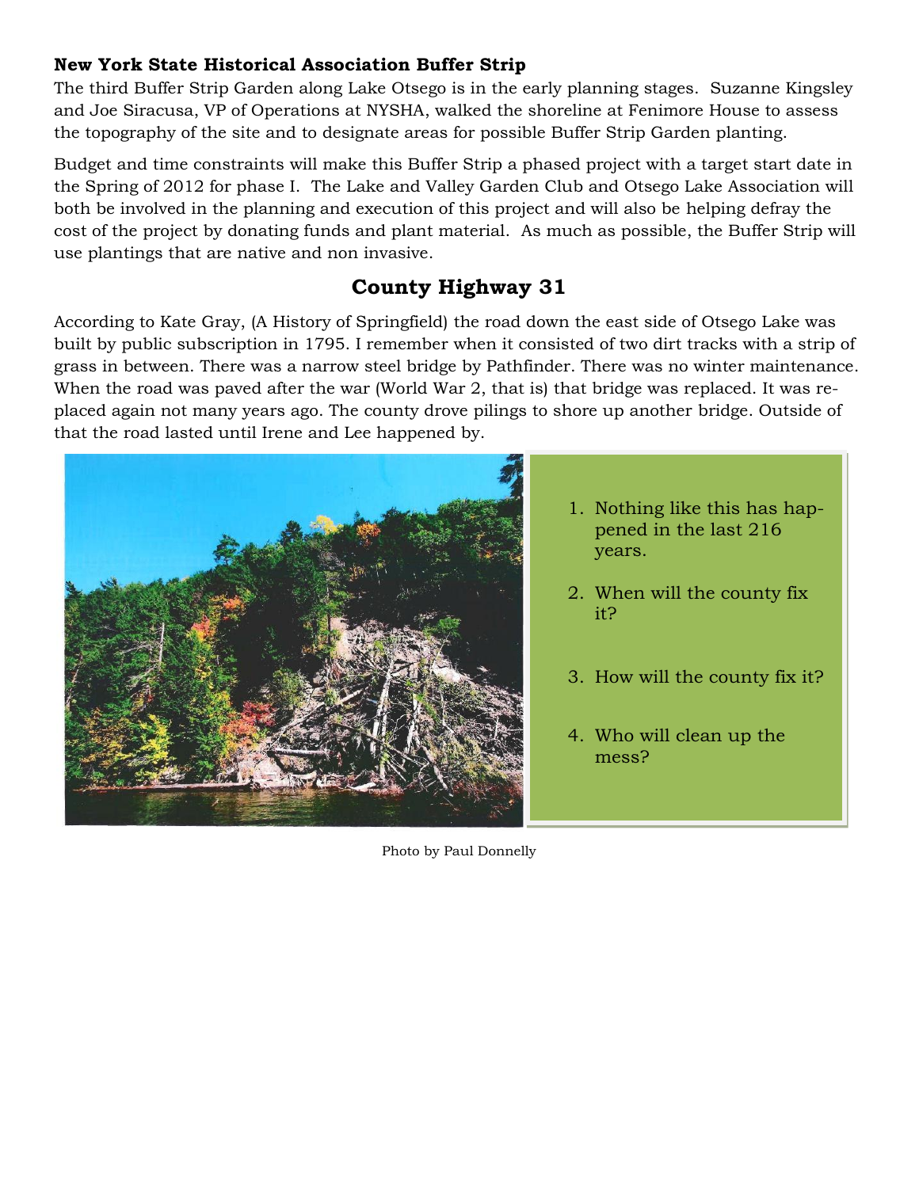### New York State Historical Association Buffer Strip

The third Buffer Strip Garden along Lake Otsego is in the early planning stages. Suzanne Kingsley and Joe Siracusa, VP of Operations at NYSHA, walked the shoreline at Fenimore House to assess the topography of the site and to designate areas for possible Buffer Strip Garden planting.

Budget and time constraints will make this Buffer Strip a phased project with a target start date in the Spring of 2012 for phase I. The Lake and Valley Garden Club and Otsego Lake Association will both be involved in the planning and execution of this project and will also be helping defray the cost of the project by donating funds and plant material. As much as possible, the Buffer Strip will use plantings that are native and non invasive.

## County Highway 31

According to Kate Gray, (A History of Springfield) the road down the east side of Otsego Lake was built by public subscription in 1795. I remember when it consisted of two dirt tracks with a strip of grass in between. There was a narrow steel bridge by Pathfinder. There was no winter maintenance. When the road was paved after the war (World War 2, that is) that bridge was replaced. It was replaced again not many years ago. The county drove pilings to shore up another bridge. Outside of that the road lasted until Irene and Lee happened by.

1. Nothing like this has happened in the last 216 years.
2. When will the county fix it?
3. How will the county fix it?
4. Who will clean up the mess?

Photo by Paul Donnelly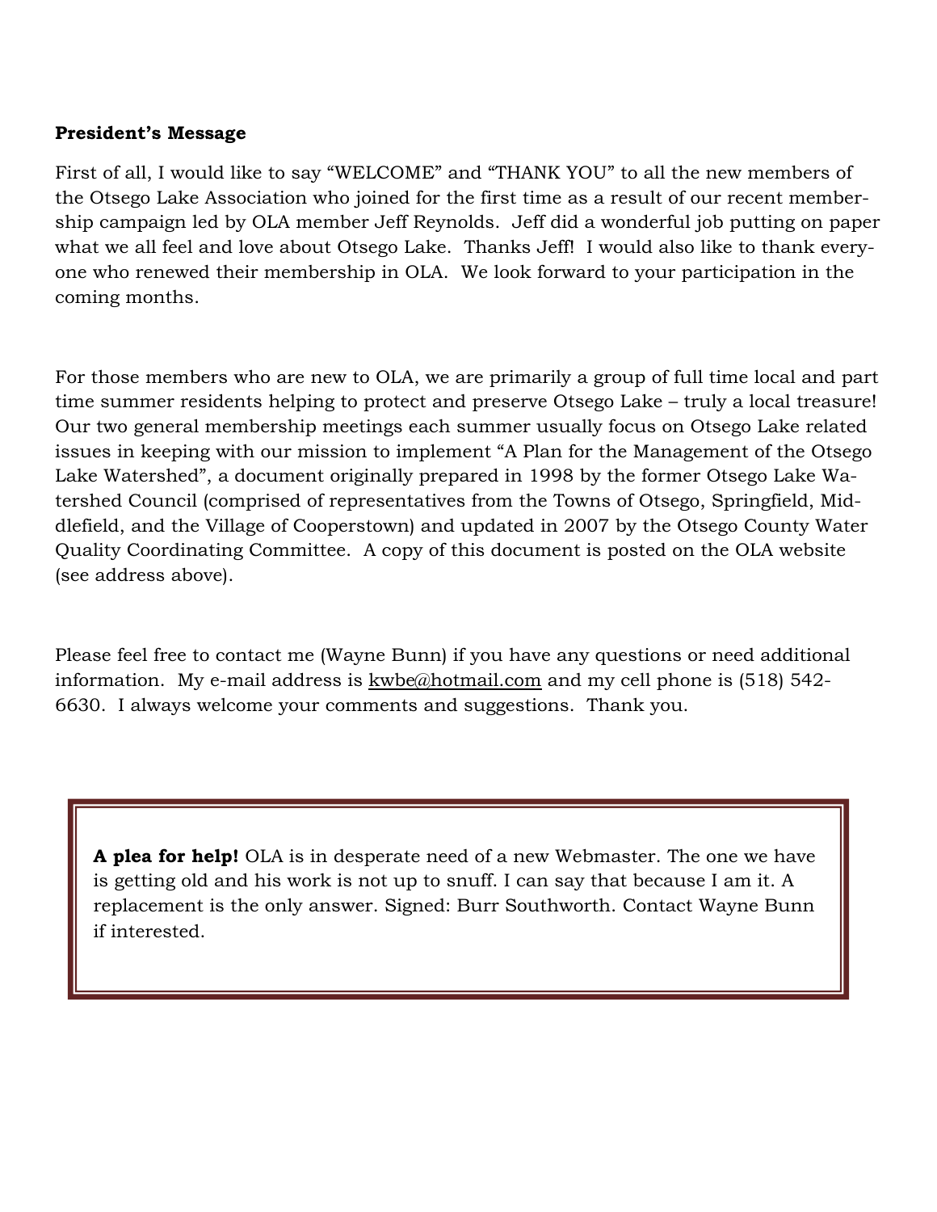**President's Message**

First of all, I would like to say "WELCOME" and "THANK YOU" to all the new members of the Otsego Lake Association who joined for the first time as a result of our recent membership campaign led by OLA member Jeff Reynolds. Jeff did a wonderful job putting on paper what we all feel and love about Otsego Lake. Thanks Jeff! I would also like to thank everyone who renewed their membership in OLA. We look forward to your participation in the coming months.

For those members who are new to OLA, we are primarily a group of full time local and part time summer residents helping to protect and preserve Otsego Lake – truly a local treasure! Our two general membership meetings each summer usually focus on Otsego Lake related issues in keeping with our mission to implement "A Plan for the Management of the Otsego Lake Watershed", a document originally prepared in 1998 by the former Otsego Lake Watershed Council (comprised of representatives from the Towns of Otsego, Springfield, Middlefield, and the Village of Cooperstown) and updated in 2007 by the Otsego County Water Quality Coordinating Committee. A copy of this document is posted on the OLA website (see address above).

Please feel free to contact me (Wayne Bunn) if you have any questions or need additional information. My e-mail address is kwbe@hotmail.com and my cell phone is (518) 542-6630. I always welcome your comments and suggestions. Thank you.

**A plea for help!** OLA is in desperate need of a new Webmaster. The one we have is getting old and his work is not up to snuff. I can say that because I am it. A replacement is the only answer. Signed: Burr Southworth. Contact Wayne Bunn if interested.